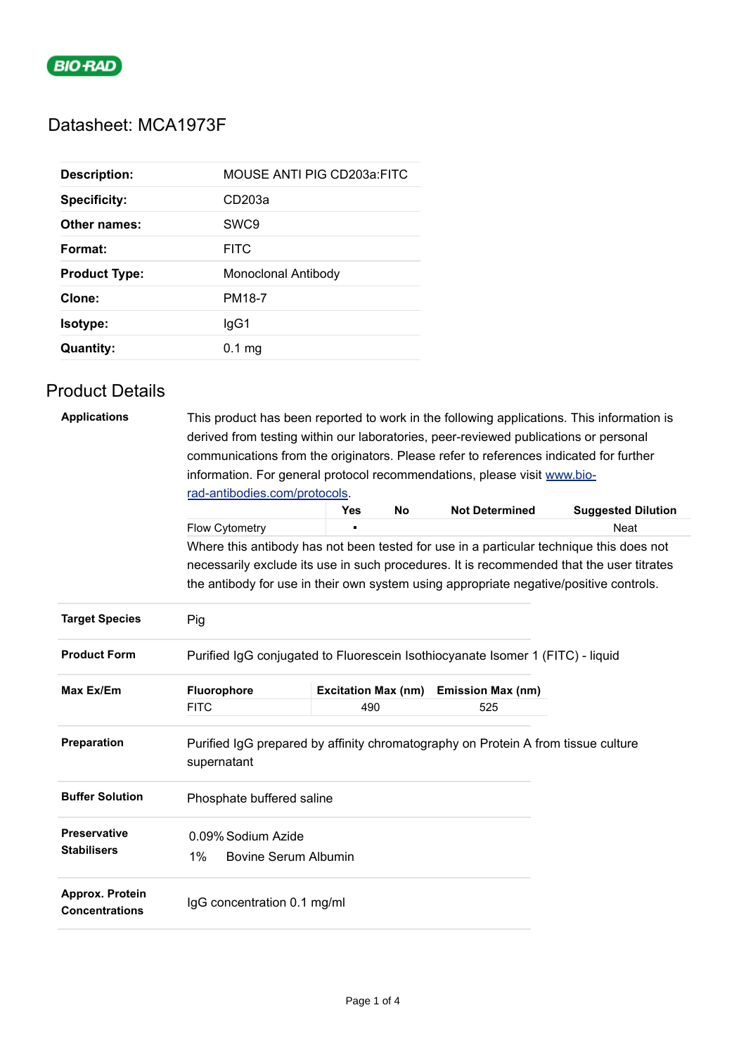BIO-RAD

# Datasheet: MCA1973F

| | |
|---|---|
| **Description:** | MOUSE ANTI PIG CD203a:FITC |
| **Specificity:** | CD203a |
| **Other names:** | SWC9 |
| **Format:** | FITC |
| **Product Type:** | Monoclonal Antibody |
| **Clone:** | PM18-7 |
| **Isotype:** | IgG1 |
| **Quantity:** | 0.1 mg |

## Product Details

**Applications**

This product has been reported to work in the following applications. This information is derived from testing within our laboratories, peer-reviewed publications or personal communications from the originators. Please refer to references indicated for further information. For general protocol recommendations, please visit www.bio-rad-antibodies.com/protocols.

| | Yes | No | Not Determined | Suggested Dilution |
|---|---|---|---|---|
| Flow Cytometry | ▪ | | | Neat |

Where this antibody has not been tested for use in a particular technique this does not necessarily exclude its use in such procedures. It is recommended that the user titrates the antibody for use in their own system using appropriate negative/positive controls.

**Target Species**

Pig

**Product Form**

Purified IgG conjugated to Fluorescein Isothiocyanate Isomer 1 (FITC) - liquid

**Max Ex/Em**

| Fluorophore | Excitation Max (nm) | Emission Max (nm) |
|---|---|---|
| FITC | 490 | 525 |

**Preparation**

Purified IgG prepared by affinity chromatography on Protein A from tissue culture supernatant

**Buffer Solution**

Phosphate buffered saline

**Preservative Stabilisers**

0.09% Sodium Azide
1% Bovine Serum Albumin

**Approx. Protein Concentrations**

IgG concentration 0.1 mg/ml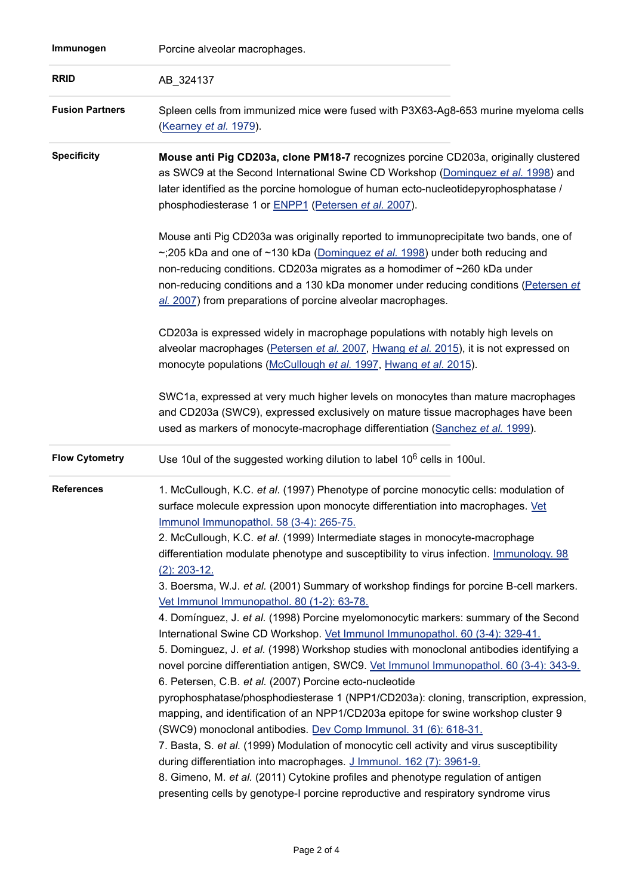| | |
|---|---|
| **Immunogen** | Porcine alveolar macrophages. |
| **RRID** | AB_324137 |
| **Fusion Partners** | Spleen cells from immunized mice were fused with P3X63-Ag8-653 murine myeloma cells (Kearney *et al.* 1979). |
| **Specificity** | **Mouse anti Pig CD203a, clone PM18-7** recognizes porcine CD203a, originally clustered as SWC9 at the Second International Swine CD Workshop (Dominguez *et al.* 1998) and later identified as the porcine homologue of human ecto-nucleotidepyrophosphatase / phosphodiesterase 1 or ENPP1 (Petersen *et al.* 2007).<br><br>Mouse anti Pig CD203a was originally reported to immunoprecipitate two bands, one of ~;205 kDa and one of ~130 kDa (Dominguez *et al.* 1998) under both reducing and non-reducing conditions. CD203a migrates as a homodimer of ~260 kDa under non-reducing conditions and a 130 kDa monomer under reducing conditions (Petersen *et al.* 2007) from preparations of porcine alveolar macrophages.<br><br>CD203a is expressed widely in macrophage populations with notably high levels on alveolar macrophages (Petersen *et al.* 2007, Hwang *et al.* 2015), it is not expressed on monocyte populations (McCullough *et al.* 1997, Hwang *et al.* 2015).<br><br>SWC1a, expressed at very much higher levels on monocytes than mature macrophages and CD203a (SWC9), expressed exclusively on mature tissue macrophages have been used as markers of monocyte-macrophage differentiation (Sanchez *et al.* 1999). |
| **Flow Cytometry** | Use 10ul of the suggested working dilution to label $10^6$ cells in 100ul. |
| **References** | 1. McCullough, K.C. *et al.* (1997) Phenotype of porcine monocytic cells: modulation of surface molecule expression upon monocyte differentiation into macrophages. Vet Immunol Immunopathol. 58 (3-4): 265-75.<br>2. McCullough, K.C. *et al.* (1999) Intermediate stages in monocyte-macrophage differentiation modulate phenotype and susceptibility to virus infection. Immunology. 98 (2): 203-12.<br>3. Boersma, W.J. *et al.* (2001) Summary of workshop findings for porcine B-cell markers. Vet Immunol Immunopathol. 80 (1-2): 63-78.<br>4. Domínguez, J. *et al.* (1998) Porcine myelomonocytic markers: summary of the Second International Swine CD Workshop. Vet Immunol Immunopathol. 60 (3-4): 329-41.<br>5. Dominguez, J. *et al.* (1998) Workshop studies with monoclonal antibodies identifying a novel porcine differentiation antigen, SWC9. Vet Immunol Immunopathol. 60 (3-4): 343-9.<br>6. Petersen, C.B. *et al.* (2007) Porcine ecto-nucleotide pyrophosphatase/phosphodiesterase 1 (NPP1/CD203a): cloning, transcription, expression, mapping, and identification of an NPP1/CD203a epitope for swine workshop cluster 9 (SWC9) monoclonal antibodies. Dev Comp Immunol. 31 (6): 618-31.<br>7. Basta, S. *et al.* (1999) Modulation of monocytic cell activity and virus susceptibility during differentiation into macrophages. J Immunol. 162 (7): 3961-9.<br>8. Gimeno, M. *et al.* (2011) Cytokine profiles and phenotype regulation of antigen presenting cells by genotype-I porcine reproductive and respiratory syndrome virus |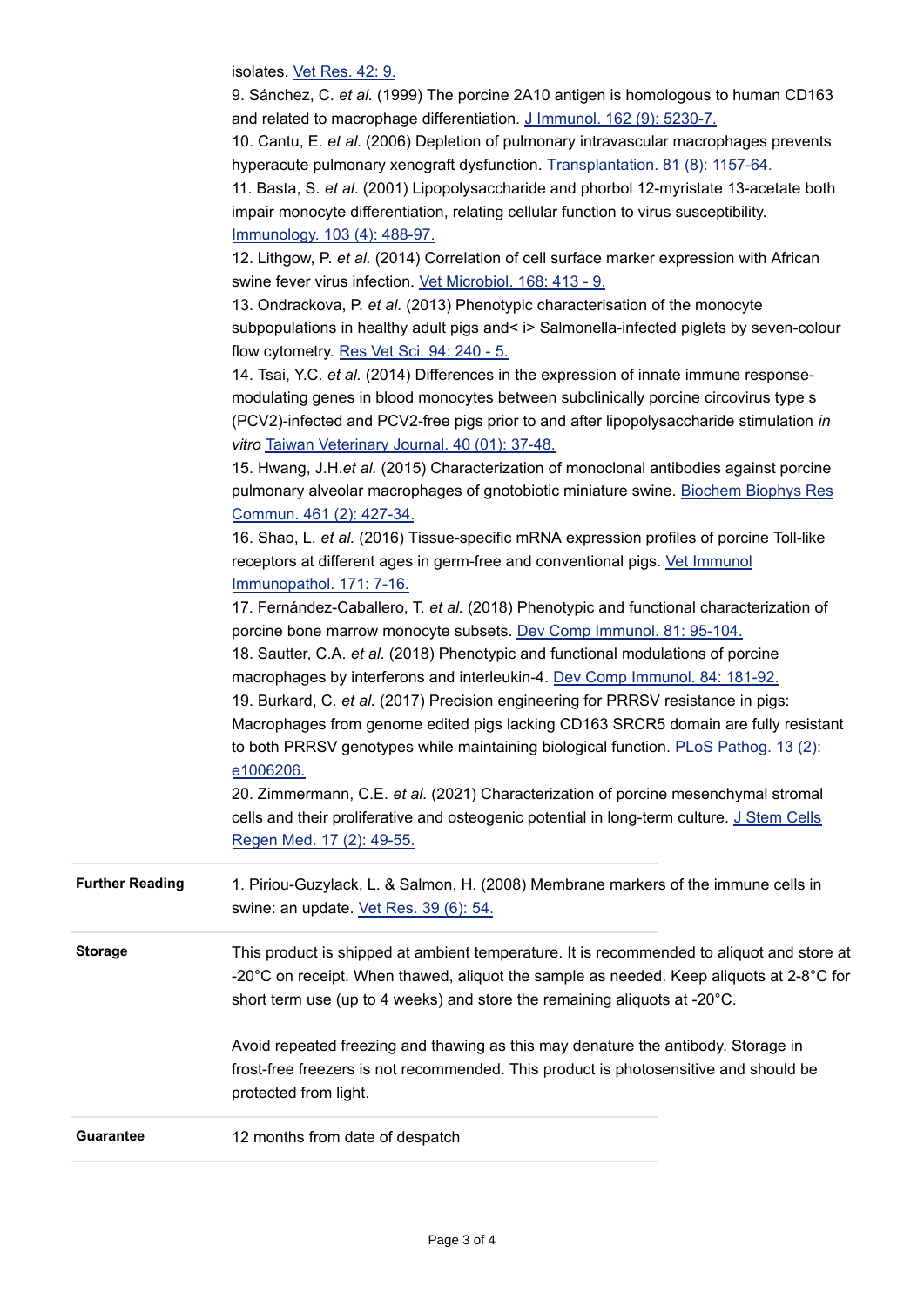isolates. Vet Res. 42: 9.
9. Sánchez, C. *et al.* (1999) The porcine 2A10 antigen is homologous to human CD163 and related to macrophage differentiation. J Immunol. 162 (9): 5230-7.
10. Cantu, E. *et al.* (2006) Depletion of pulmonary intravascular macrophages prevents hyperacute pulmonary xenograft dysfunction. Transplantation. 81 (8): 1157-64.
11. Basta, S. *et al.* (2001) Lipopolysaccharide and phorbol 12-myristate 13-acetate both impair monocyte differentiation, relating cellular function to virus susceptibility. Immunology. 103 (4): 488-97.
12. Lithgow, P. *et al.* (2014) Correlation of cell surface marker expression with African swine fever virus infection. Vet Microbiol. 168: 413 - 9.
13. Ondrackova, P. *et al.* (2013) Phenotypic characterisation of the monocyte subpopulations in healthy adult pigs and< i> Salmonella-infected piglets by seven-colour flow cytometry. Res Vet Sci. 94: 240 - 5.
14. Tsai, Y.C. *et al.* (2014) Differences in the expression of innate immune response-modulating genes in blood monocytes between subclinically porcine circovirus type s (PCV2)-infected and PCV2-free pigs prior to and after lipopolysaccharide stimulation *in vitro* Taiwan Veterinary Journal. 40 (01): 37-48.
15. Hwang, J.H.*et al.* (2015) Characterization of monoclonal antibodies against porcine pulmonary alveolar macrophages of gnotobiotic miniature swine. Biochem Biophys Res Commun. 461 (2): 427-34.
16. Shao, L. *et al.* (2016) Tissue-specific mRNA expression profiles of porcine Toll-like receptors at different ages in germ-free and conventional pigs. Vet Immunol Immunopathol. 171: 7-16.
17. Fernández-Caballero, T. *et al.* (2018) Phenotypic and functional characterization of porcine bone marrow monocyte subsets. Dev Comp Immunol. 81: 95-104.
18. Sautter, C.A. *et al.* (2018) Phenotypic and functional modulations of porcine macrophages by interferons and interleukin-4. Dev Comp Immunol. 84: 181-92.
19. Burkard, C. *et al.* (2017) Precision engineering for PRRSV resistance in pigs: Macrophages from genome edited pigs lacking CD163 SRCR5 domain are fully resistant to both PRRSV genotypes while maintaining biological function. PLoS Pathog. 13 (2): e1006206.
20. Zimmermann, C.E. *et al.* (2021) Characterization of porcine mesenchymal stromal cells and their proliferative and osteogenic potential in long-term culture. J Stem Cells Regen Med. 17 (2): 49-55.

**Further Reading**

1. Piriou-Guzylack, L. & Salmon, H. (2008) Membrane markers of the immune cells in swine: an update. Vet Res. 39 (6): 54.

**Storage**

This product is shipped at ambient temperature. It is recommended to aliquot and store at -20°C on receipt. When thawed, aliquot the sample as needed. Keep aliquots at 2-8°C for short term use (up to 4 weeks) and store the remaining aliquots at -20°C.

Avoid repeated freezing and thawing as this may denature the antibody. Storage in frost-free freezers is not recommended. This product is photosensitive and should be protected from light.

**Guarantee**

12 months from date of despatch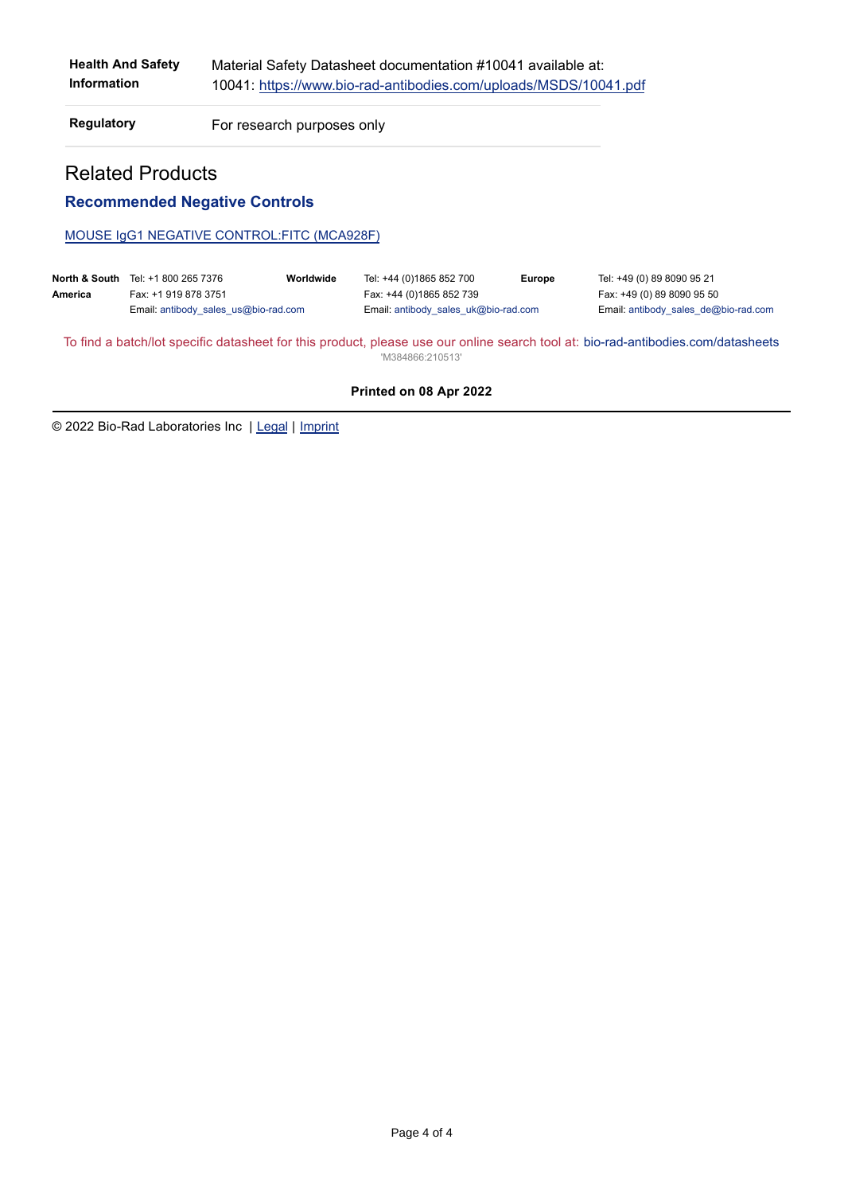| | |
|---|---|
| **Health And Safety Information** | Material Safety Datasheet documentation #10041 available at: 10041: https://www.bio-rad-antibodies.com/uploads/MSDS/10041.pdf |
| **Regulatory** | For research purposes only |

## Related Products

### Recommended Negative Controls

MOUSE IgG1 NEGATIVE CONTROL:FITC (MCA928F)

| | | | | | |
|---|---|---|---|---|---|
| **North & South America** | Tel: +1 800 265 7376<br>Fax: +1 919 878 3751<br>Email: antibody_sales_us@bio-rad.com | **Worldwide** | Tel: +44 (0)1865 852 700<br>Fax: +44 (0)1865 852 739<br>Email: antibody_sales_uk@bio-rad.com | **Europe** | Tel: +49 (0) 89 8090 95 21<br>Fax: +49 (0) 89 8090 95 50<br>Email: antibody_sales_de@bio-rad.com |

To find a batch/lot specific datasheet for this product, please use our online search tool at: bio-rad-antibodies.com/datasheets

'M384866:210513'

**Printed on 08 Apr 2022**

© 2022 Bio-Rad Laboratories Inc | Legal | Imprint